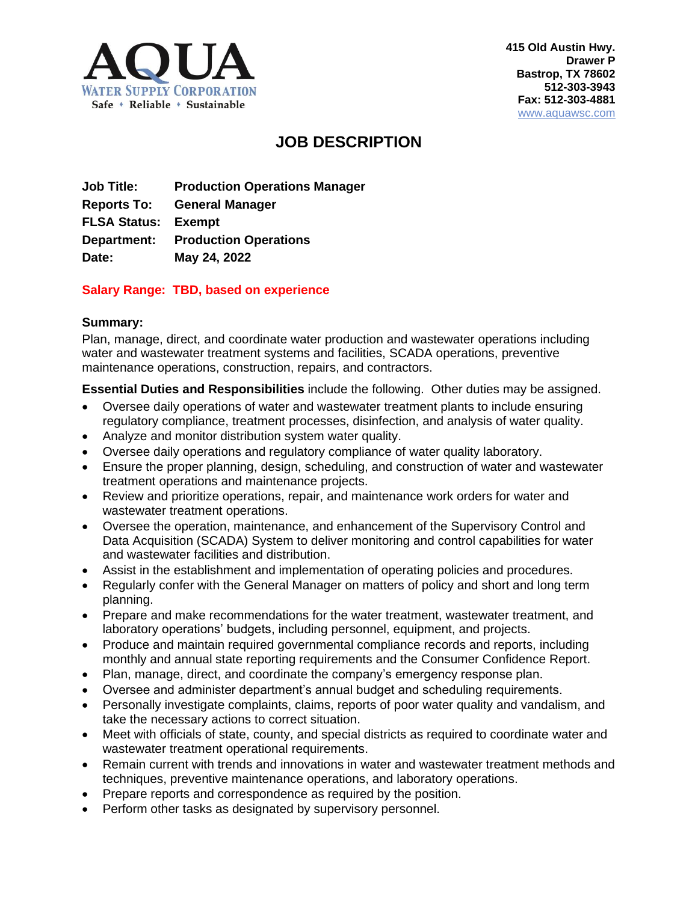**AQUA**
**WATER SUPPLY CORPORATION**
Safe • Reliable • Sustainable

**415 Old Austin Hwy.**
**Drawer P**
**Bastrop, TX 78602**
**512-303-3943**
**Fax: 512-303-4881**
www.aquawsc.com

# JOB DESCRIPTION

**Job Title:** **Production Operations Manager**
**Reports To:** **General Manager**
**FLSA Status:** **Exempt**
**Department:** **Production Operations**
**Date:** **May 24, 2022**

**Salary Range: TBD, based on experience**

**Summary:**
Plan, manage, direct, and coordinate water production and wastewater operations including water and wastewater treatment systems and facilities, SCADA operations, preventive maintenance operations, construction, repairs, and contractors.

**Essential Duties and Responsibilities** include the following. Other duties may be assigned.

- Oversee daily operations of water and wastewater treatment plants to include ensuring regulatory compliance, treatment processes, disinfection, and analysis of water quality.
- Analyze and monitor distribution system water quality.
- Oversee daily operations and regulatory compliance of water quality laboratory.
- Ensure the proper planning, design, scheduling, and construction of water and wastewater treatment operations and maintenance projects.
- Review and prioritize operations, repair, and maintenance work orders for water and wastewater treatment operations.
- Oversee the operation, maintenance, and enhancement of the Supervisory Control and Data Acquisition (SCADA) System to deliver monitoring and control capabilities for water and wastewater facilities and distribution.
- Assist in the establishment and implementation of operating policies and procedures.
- Regularly confer with the General Manager on matters of policy and short and long term planning.
- Prepare and make recommendations for the water treatment, wastewater treatment, and laboratory operations' budgets, including personnel, equipment, and projects.
- Produce and maintain required governmental compliance records and reports, including monthly and annual state reporting requirements and the Consumer Confidence Report.
- Plan, manage, direct, and coordinate the company's emergency response plan.
- Oversee and administer department's annual budget and scheduling requirements.
- Personally investigate complaints, claims, reports of poor water quality and vandalism, and take the necessary actions to correct situation.
- Meet with officials of state, county, and special districts as required to coordinate water and wastewater treatment operational requirements.
- Remain current with trends and innovations in water and wastewater treatment methods and techniques, preventive maintenance operations, and laboratory operations.
- Prepare reports and correspondence as required by the position.
- Perform other tasks as designated by supervisory personnel.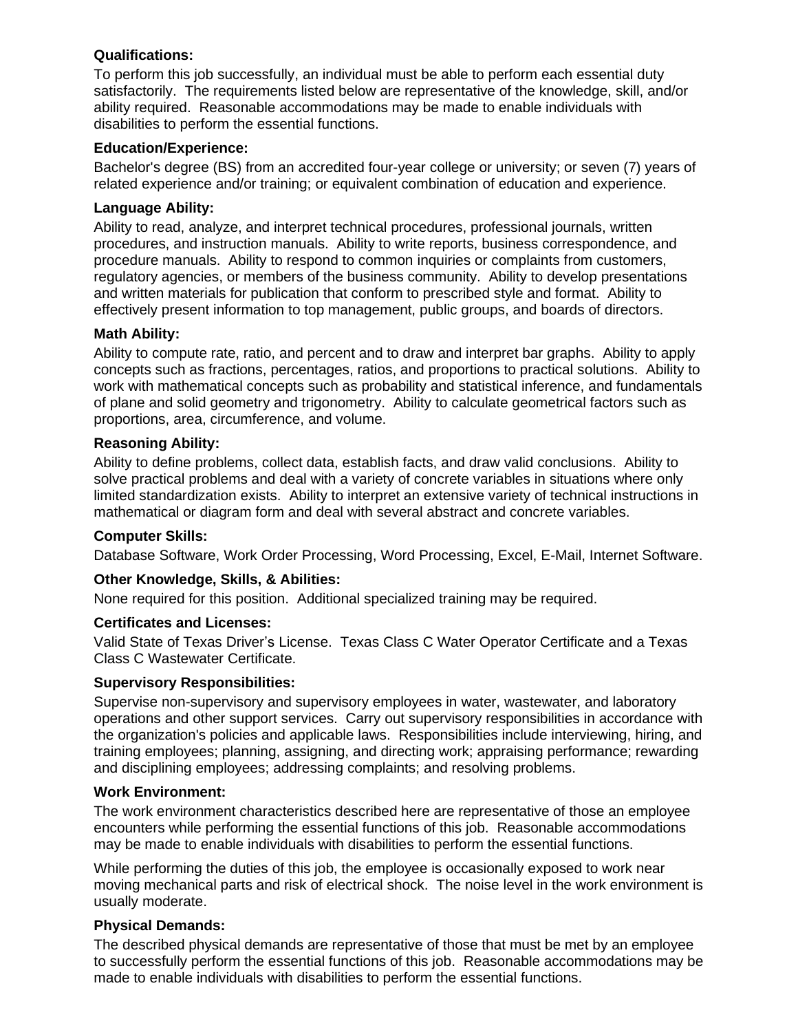### Qualifications:

To perform this job successfully, an individual must be able to perform each essential duty satisfactorily. The requirements listed below are representative of the knowledge, skill, and/or ability required. Reasonable accommodations may be made to enable individuals with disabilities to perform the essential functions.

### Education/Experience:

Bachelor's degree (BS) from an accredited four-year college or university; or seven (7) years of related experience and/or training; or equivalent combination of education and experience.

### Language Ability:

Ability to read, analyze, and interpret technical procedures, professional journals, written procedures, and instruction manuals. Ability to write reports, business correspondence, and procedure manuals. Ability to respond to common inquiries or complaints from customers, regulatory agencies, or members of the business community. Ability to develop presentations and written materials for publication that conform to prescribed style and format. Ability to effectively present information to top management, public groups, and boards of directors.

### Math Ability:

Ability to compute rate, ratio, and percent and to draw and interpret bar graphs. Ability to apply concepts such as fractions, percentages, ratios, and proportions to practical solutions. Ability to work with mathematical concepts such as probability and statistical inference, and fundamentals of plane and solid geometry and trigonometry. Ability to calculate geometrical factors such as proportions, area, circumference, and volume.

### Reasoning Ability:

Ability to define problems, collect data, establish facts, and draw valid conclusions. Ability to solve practical problems and deal with a variety of concrete variables in situations where only limited standardization exists. Ability to interpret an extensive variety of technical instructions in mathematical or diagram form and deal with several abstract and concrete variables.

### Computer Skills:

Database Software, Work Order Processing, Word Processing, Excel, E-Mail, Internet Software.

### Other Knowledge, Skills, & Abilities:

None required for this position. Additional specialized training may be required.

### Certificates and Licenses:

Valid State of Texas Driver's License. Texas Class C Water Operator Certificate and a Texas Class C Wastewater Certificate.

### Supervisory Responsibilities:

Supervise non-supervisory and supervisory employees in water, wastewater, and laboratory operations and other support services. Carry out supervisory responsibilities in accordance with the organization's policies and applicable laws. Responsibilities include interviewing, hiring, and training employees; planning, assigning, and directing work; appraising performance; rewarding and disciplining employees; addressing complaints; and resolving problems.

### Work Environment:

The work environment characteristics described here are representative of those an employee encounters while performing the essential functions of this job. Reasonable accommodations may be made to enable individuals with disabilities to perform the essential functions.

While performing the duties of this job, the employee is occasionally exposed to work near moving mechanical parts and risk of electrical shock. The noise level in the work environment is usually moderate.

### Physical Demands:

The described physical demands are representative of those that must be met by an employee to successfully perform the essential functions of this job. Reasonable accommodations may be made to enable individuals with disabilities to perform the essential functions.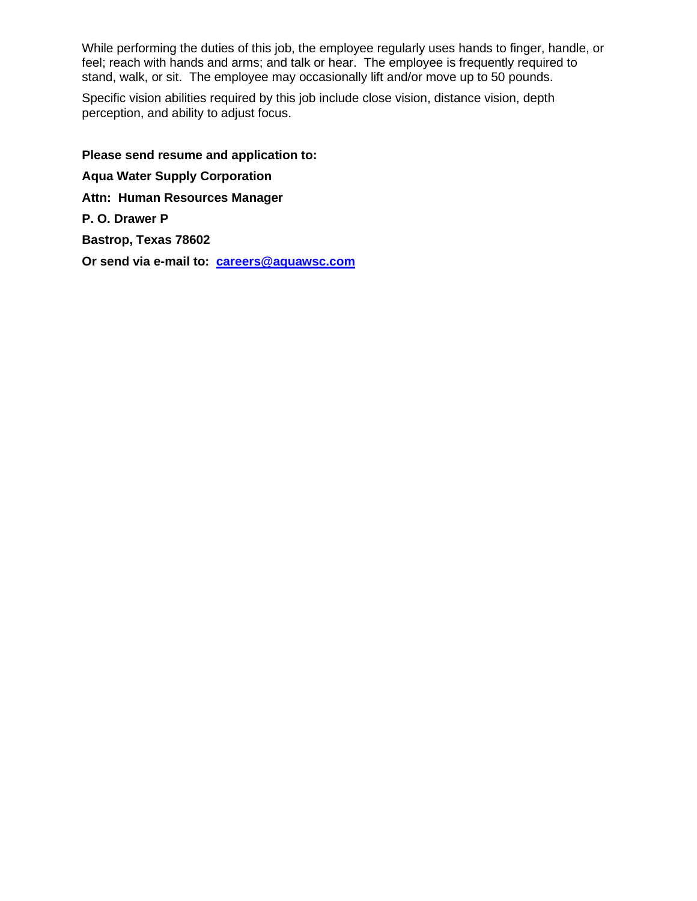While performing the duties of this job, the employee regularly uses hands to finger, handle, or feel; reach with hands and arms; and talk or hear. The employee is frequently required to stand, walk, or sit. The employee may occasionally lift and/or move up to 50 pounds.

Specific vision abilities required by this job include close vision, distance vision, depth perception, and ability to adjust focus.

**Please send resume and application to:**

**Aqua Water Supply Corporation**

**Attn: Human Resources Manager**

**P. O. Drawer P**

**Bastrop, Texas 78602**

**Or send via e-mail to: careers@aquawsc.com**